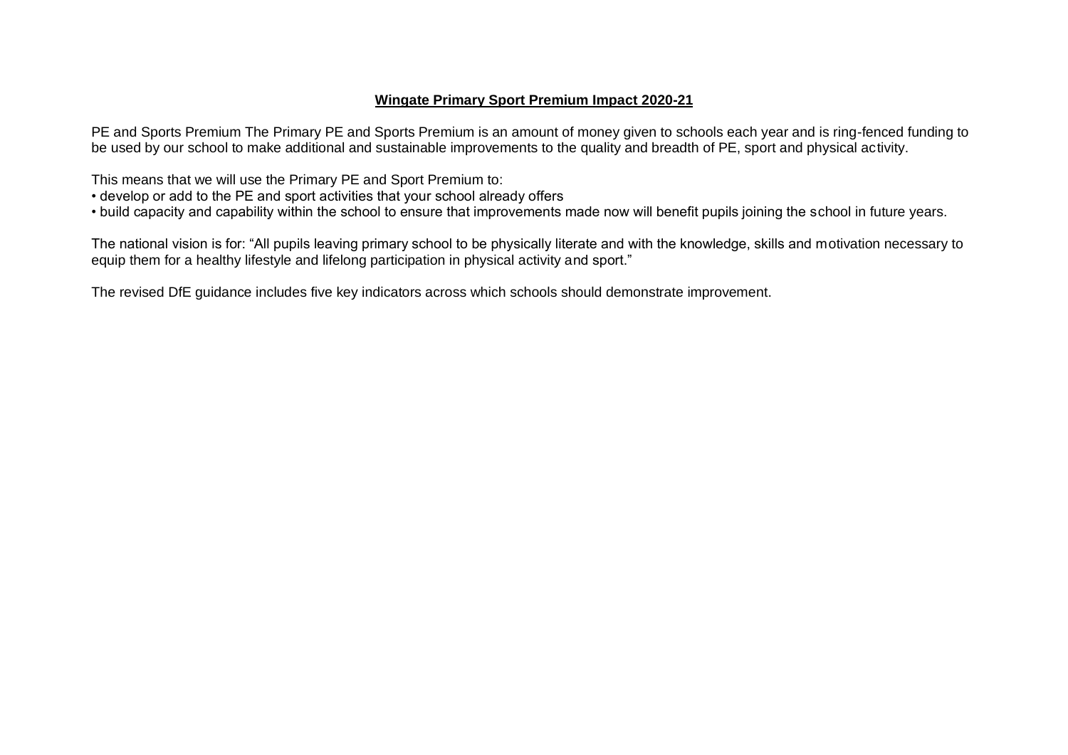# Wingate Primary Sport Premium Impact 2020-21

PE and Sports Premium The Primary PE and Sports Premium is an amount of money given to schools each year and is ring-fenced funding to be used by our school to make additional and sustainable improvements to the quality and breadth of PE, sport and physical activity.

This means that we will use the Primary PE and Sport Premium to:

- develop or add to the PE and sport activities that your school already offers
- build capacity and capability within the school to ensure that improvements made now will benefit pupils joining the school in future years.

The national vision is for: "All pupils leaving primary school to be physically literate and with the knowledge, skills and motivation necessary to equip them for a healthy lifestyle and lifelong participation in physical activity and sport."

The revised DfE guidance includes five key indicators across which schools should demonstrate improvement.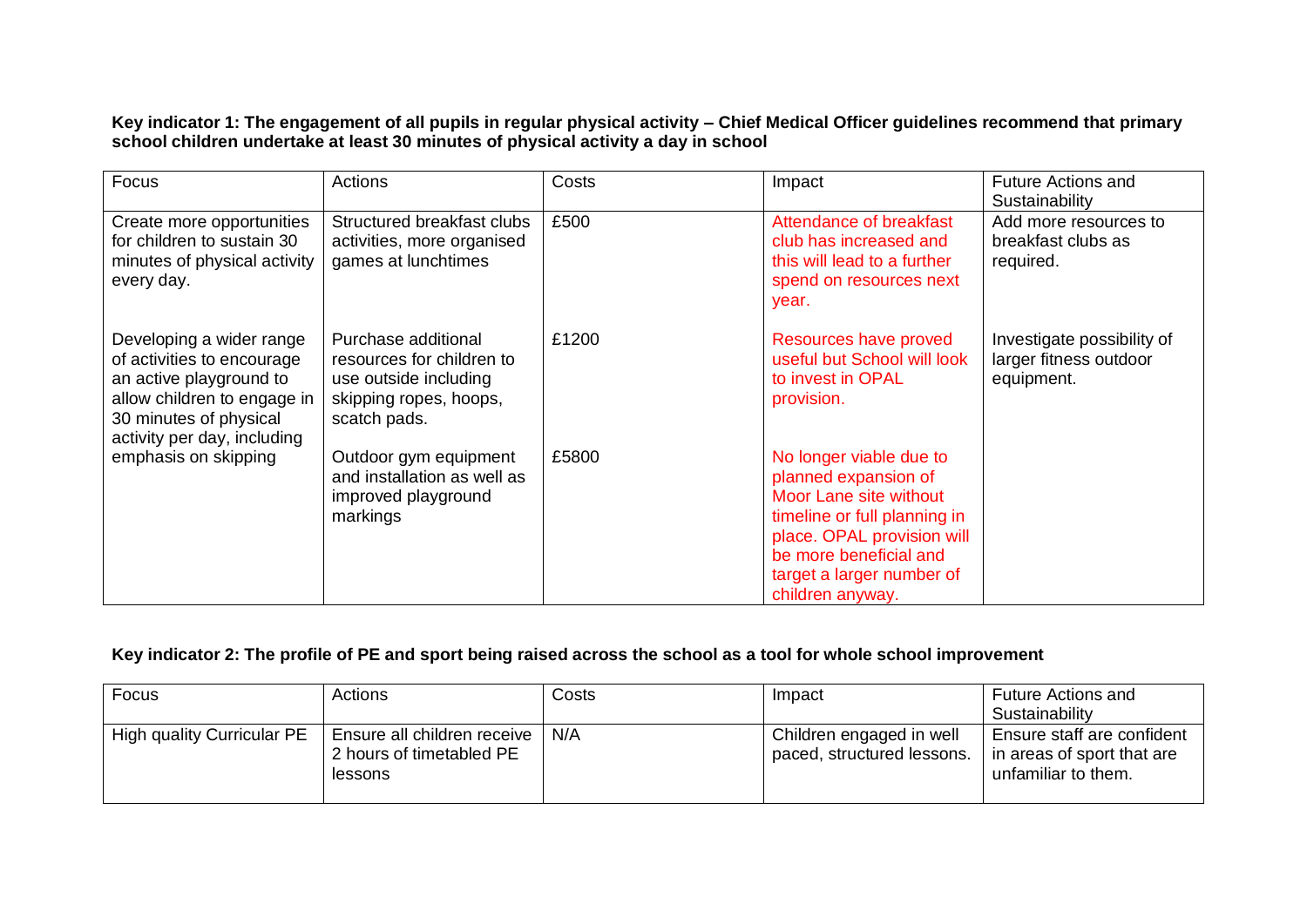**Key indicator 1: The engagement of all pupils in regular physical activity – Chief Medical Officer guidelines recommend that primary school children undertake at least 30 minutes of physical activity a day in school**

| Focus | Actions | Costs | Impact | Future Actions and Sustainability |
| --- | --- | --- | --- | --- |
| Create more opportunities for children to sustain 30 minutes of physical activity every day. | Structured breakfast clubs activities, more organised games at lunchtimes | £500 | Attendance of breakfast club has increased and this will lead to a further spend on resources next year. | Add more resources to breakfast clubs as required. |
| Developing a wider range of activities to encourage an active playground to allow children to engage in 30 minutes of physical activity per day, including emphasis on skipping | Purchase additional resources for children to use outside including skipping ropes, hoops, scatch pads. | £1200 | Resources have proved useful but School will look to invest in OPAL provision. | Investigate possibility of larger fitness outdoor equipment. |
| | Outdoor gym equipment and installation as well as improved playground markings | £5800 | No longer viable due to planned expansion of Moor Lane site without timeline or full planning in place. OPAL provision will be more beneficial and target a larger number of children anyway. | |

**Key indicator 2: The profile of PE and sport being raised across the school as a tool for whole school improvement**

| Focus | Actions | Costs | Impact | Future Actions and Sustainability |
| --- | --- | --- | --- | --- |
| High quality Curricular PE | Ensure all children receive 2 hours of timetabled PE lessons | N/A | Children engaged in well paced, structured lessons. | Ensure staff are confident in areas of sport that are unfamiliar to them. |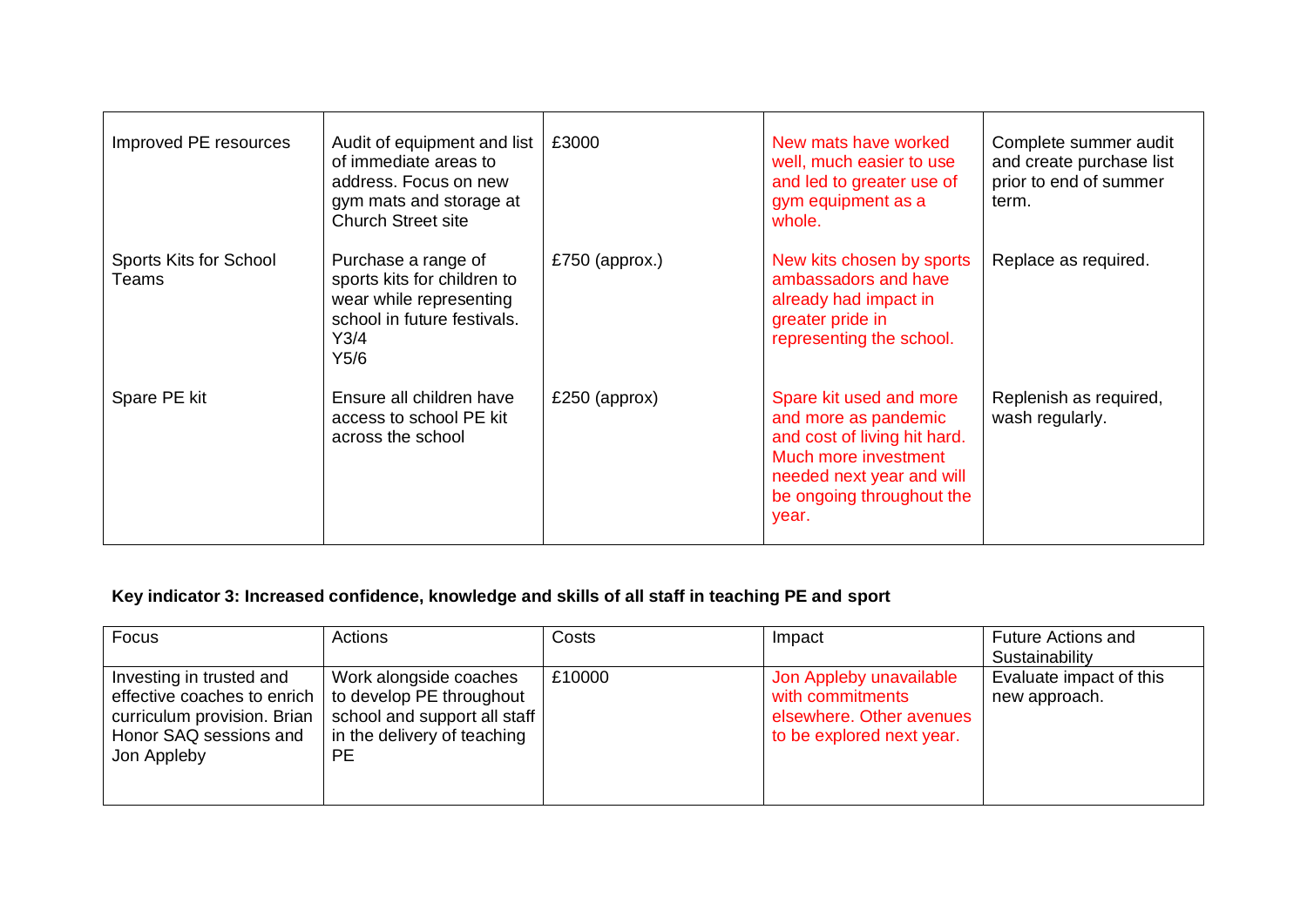| Improved PE resources | Audit of equipment and list of immediate areas to address. Focus on new gym mats and storage at Church Street site | £3000 | New mats have worked well, much easier to use and led to greater use of gym equipment as a whole. | Complete summer audit and create purchase list prior to end of summer term. |
|---|---|---|---|---|
| Sports Kits for School Teams | Purchase a range of sports kits for children to wear while representing school in future festivals. Y3/4 Y5/6 | £750 (approx.) | New kits chosen by sports ambassadors and have already had impact in greater pride in representing the school. | Replace as required. |
| Spare PE kit | Ensure all children have access to school PE kit across the school | £250 (approx) | Spare kit used and more and more as pandemic and cost of living hit hard. Much more investment needed next year and will be ongoing throughout the year. | Replenish as required, wash regularly. |

**Key indicator 3: Increased confidence, knowledge and skills of all staff in teaching PE and sport**

| Focus | Actions | Costs | Impact | Future Actions and Sustainability |
|---|---|---|---|---|
| Investing in trusted and effective coaches to enrich curriculum provision. Brian Honor SAQ sessions and Jon Appleby | Work alongside coaches to develop PE throughout school and support all staff in the delivery of teaching PE | £10000 | Jon Appleby unavailable with commitments elsewhere. Other avenues to be explored next year. | Evaluate impact of this new approach. |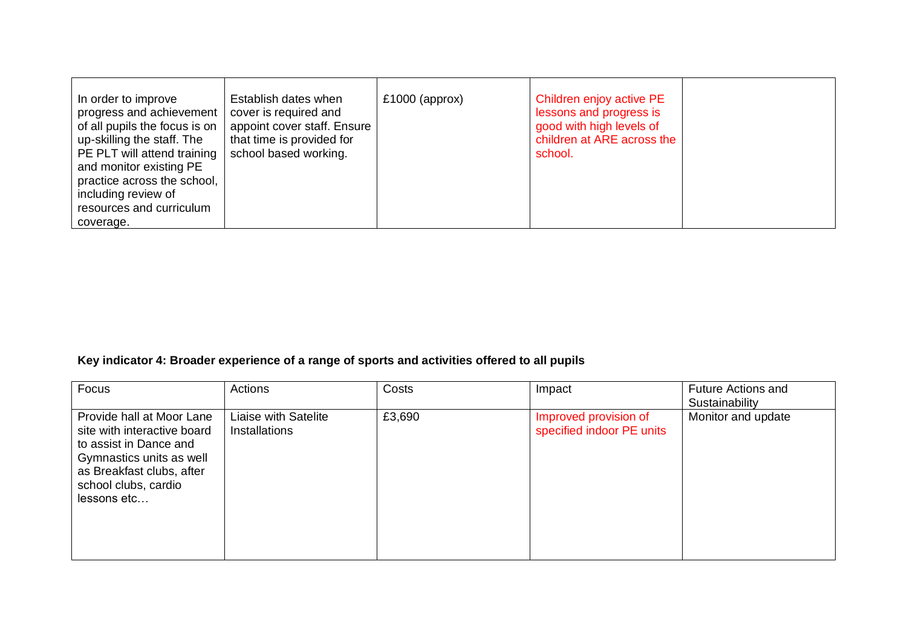| | | | | |
|---|---|---|---|---|
| In order to improve progress and achievement of all pupils the focus is on up-skilling the staff. The PE PLT will attend training and monitor existing PE practice across the school, including review of resources and curriculum coverage. | Establish dates when cover is required and appoint cover staff. Ensure that time is provided for school based working. | £1000 (approx) | Children enjoy active PE lessons and progress is good with high levels of children at ARE across the school. | |

**Key indicator 4: Broader experience of a range of sports and activities offered to all pupils**

| Focus | Actions | Costs | Impact | Future Actions and Sustainability |
|---|---|---|---|---|
| Provide hall at Moor Lane site with interactive board to assist in Dance and Gymnastics units as well as Breakfast clubs, after school clubs, cardio lessons etc… | Liaise with Satelite Installations | £3,690 | Improved provision of specified indoor PE units | Monitor and update |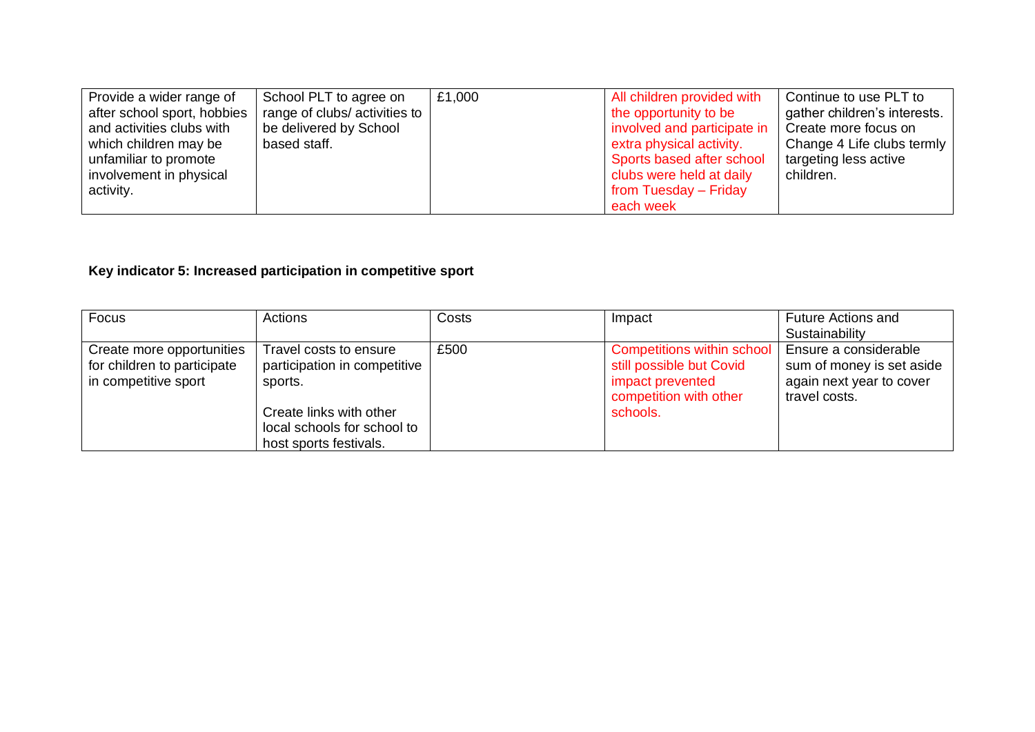| | | | | |
|---|---|---|---|---|
| Provide a wider range of after school sport, hobbies and activities clubs with which children may be unfamiliar to promote involvement in physical activity. | School PLT to agree on range of clubs/ activities to be delivered by School based staff. | £1,000 | All children provided with the opportunity to be involved and participate in extra physical activity. Sports based after school clubs were held at daily from Tuesday – Friday each week | Continue to use PLT to gather children's interests. Create more focus on Change 4 Life clubs termly targeting less active children. |

**Key indicator 5: Increased participation in competitive sport**

| Focus | Actions | Costs | Impact | Future Actions and Sustainability |
|---|---|---|---|---|
| Create more opportunities for children to participate in competitive sport | Travel costs to ensure participation in competitive sports.<br><br>Create links with other local schools for school to host sports festivals. | £500 | Competitions within school still possible but Covid impact prevented competition with other schools. | Ensure a considerable sum of money is set aside again next year to cover travel costs. |